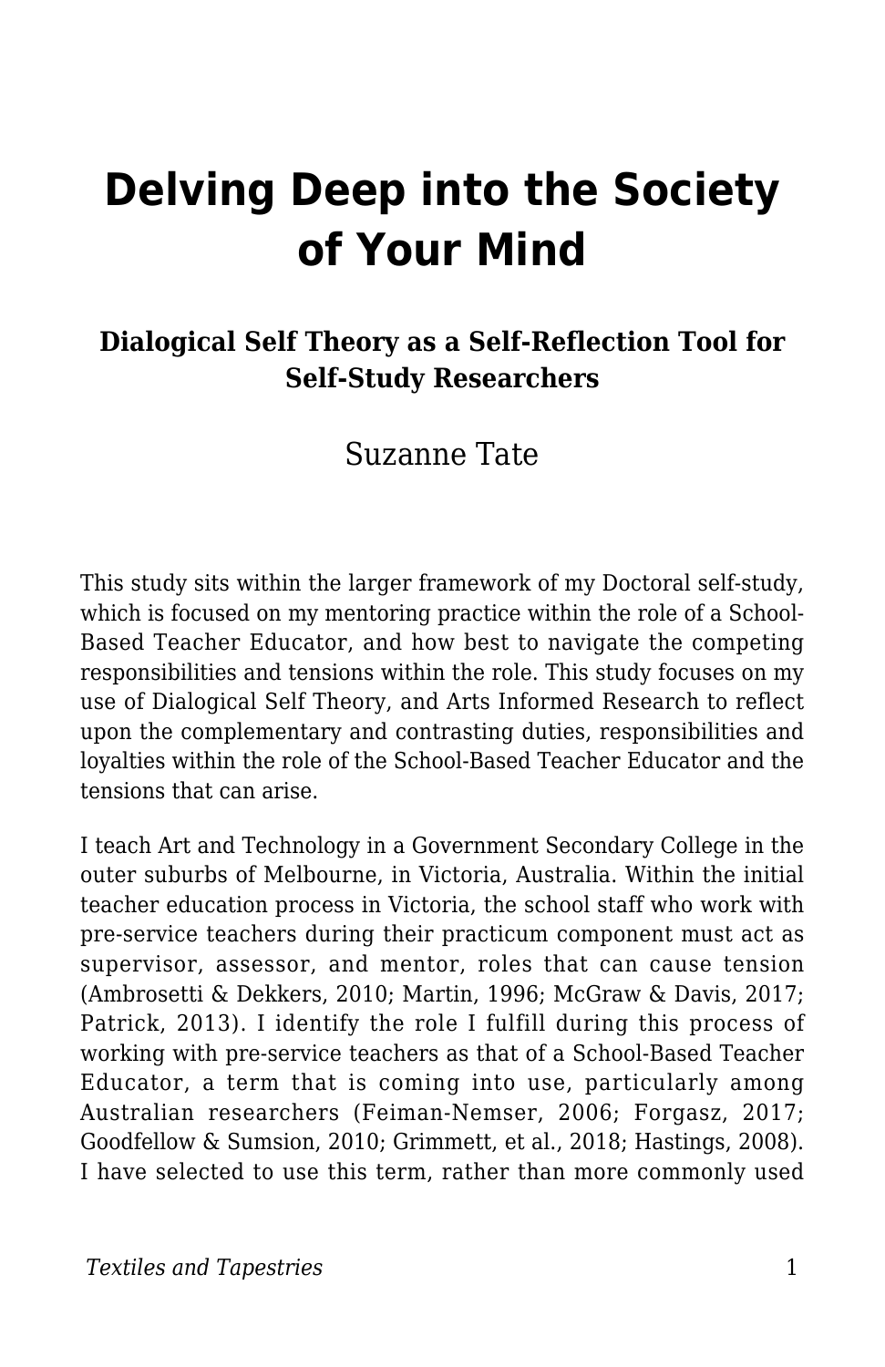# Delving Deep into the Society of Your Mind

### Dialogical Self Theory as a Self-Reflection Tool for Self-Study Researchers

Suzanne Tate

This study sits within the larger framework of my Doctoral self-study, which is focused on my mentoring practice within the role of a School-Based Teacher Educator, and how best to navigate the competing responsibilities and tensions within the role. This study focuses on my use of Dialogical Self Theory, and Arts Informed Research to reflect upon the complementary and contrasting duties, responsibilities and loyalties within the role of the School-Based Teacher Educator and the tensions that can arise.

I teach Art and Technology in a Government Secondary College in the outer suburbs of Melbourne, in Victoria, Australia. Within the initial teacher education process in Victoria, the school staff who work with pre-service teachers during their practicum component must act as supervisor, assessor, and mentor, roles that can cause tension (Ambrosetti & Dekkers, 2010; Martin, 1996; McGraw & Davis, 2017; Patrick, 2013). I identify the role I fulfill during this process of working with pre-service teachers as that of a School-Based Teacher Educator, a term that is coming into use, particularly among Australian researchers (Feiman-Nemser, 2006; Forgasz, 2017; Goodfellow & Sumsion, 2010; Grimmett, et al., 2018; Hastings, 2008). I have selected to use this term, rather than more commonly used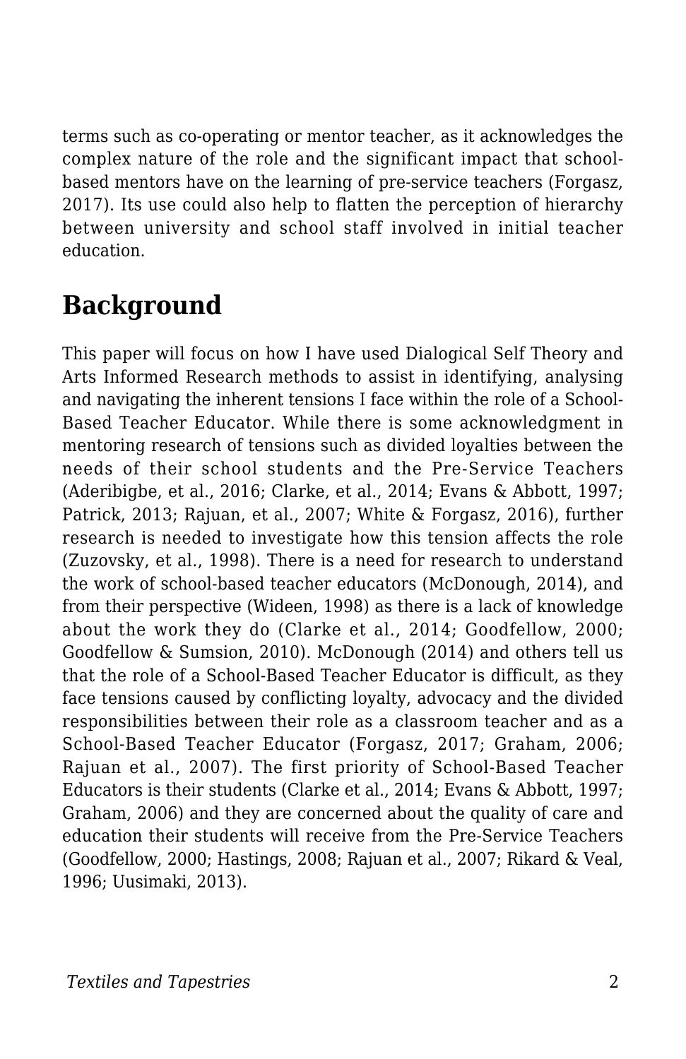terms such as co-operating or mentor teacher, as it acknowledges the complex nature of the role and the significant impact that school-based mentors have on the learning of pre-service teachers (Forgasz, 2017). Its use could also help to flatten the perception of hierarchy between university and school staff involved in initial teacher education.

## Background

This paper will focus on how I have used Dialogical Self Theory and Arts Informed Research methods to assist in identifying, analysing and navigating the inherent tensions I face within the role of a School-Based Teacher Educator. While there is some acknowledgment in mentoring research of tensions such as divided loyalties between the needs of their school students and the Pre-Service Teachers (Aderibigbe, et al., 2016; Clarke, et al., 2014; Evans & Abbott, 1997; Patrick, 2013; Rajuan, et al., 2007; White & Forgasz, 2016), further research is needed to investigate how this tension affects the role (Zuzovsky, et al., 1998). There is a need for research to understand the work of school-based teacher educators (McDonough, 2014), and from their perspective (Wideen, 1998) as there is a lack of knowledge about the work they do (Clarke et al., 2014; Goodfellow, 2000; Goodfellow & Sumsion, 2010). McDonough (2014) and others tell us that the role of a School-Based Teacher Educator is difficult, as they face tensions caused by conflicting loyalty, advocacy and the divided responsibilities between their role as a classroom teacher and as a School-Based Teacher Educator (Forgasz, 2017; Graham, 2006; Rajuan et al., 2007). The first priority of School-Based Teacher Educators is their students (Clarke et al., 2014; Evans & Abbott, 1997; Graham, 2006) and they are concerned about the quality of care and education their students will receive from the Pre-Service Teachers (Goodfellow, 2000; Hastings, 2008; Rajuan et al., 2007; Rikard & Veal, 1996; Uusimaki, 2013).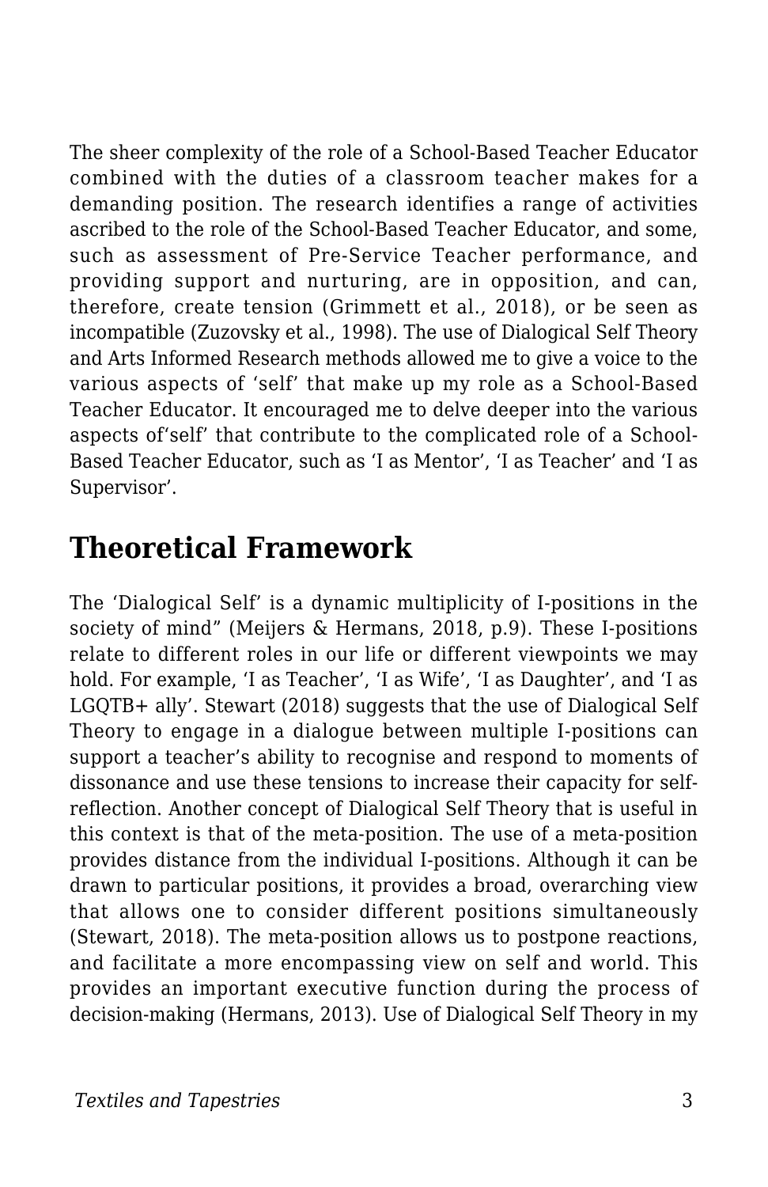The sheer complexity of the role of a School-Based Teacher Educator combined with the duties of a classroom teacher makes for a demanding position. The research identifies a range of activities ascribed to the role of the School-Based Teacher Educator, and some, such as assessment of Pre-Service Teacher performance, and providing support and nurturing, are in opposition, and can, therefore, create tension (Grimmett et al., 2018), or be seen as incompatible (Zuzovsky et al., 1998). The use of Dialogical Self Theory and Arts Informed Research methods allowed me to give a voice to the various aspects of 'self' that make up my role as a School-Based Teacher Educator. It encouraged me to delve deeper into the various aspects of'self' that contribute to the complicated role of a School-Based Teacher Educator, such as 'I as Mentor', 'I as Teacher' and 'I as Supervisor'.

## Theoretical Framework

The 'Dialogical Self' is a dynamic multiplicity of I-positions in the society of mind" (Meijers & Hermans, 2018, p.9). These I-positions relate to different roles in our life or different viewpoints we may hold. For example, 'I as Teacher', 'I as Wife', 'I as Daughter', and 'I as LGQTB+ ally'. Stewart (2018) suggests that the use of Dialogical Self Theory to engage in a dialogue between multiple I-positions can support a teacher's ability to recognise and respond to moments of dissonance and use these tensions to increase their capacity for self-reflection. Another concept of Dialogical Self Theory that is useful in this context is that of the meta-position. The use of a meta-position provides distance from the individual I-positions. Although it can be drawn to particular positions, it provides a broad, overarching view that allows one to consider different positions simultaneously (Stewart, 2018). The meta-position allows us to postpone reactions, and facilitate a more encompassing view on self and world. This provides an important executive function during the process of decision-making (Hermans, 2013). Use of Dialogical Self Theory in my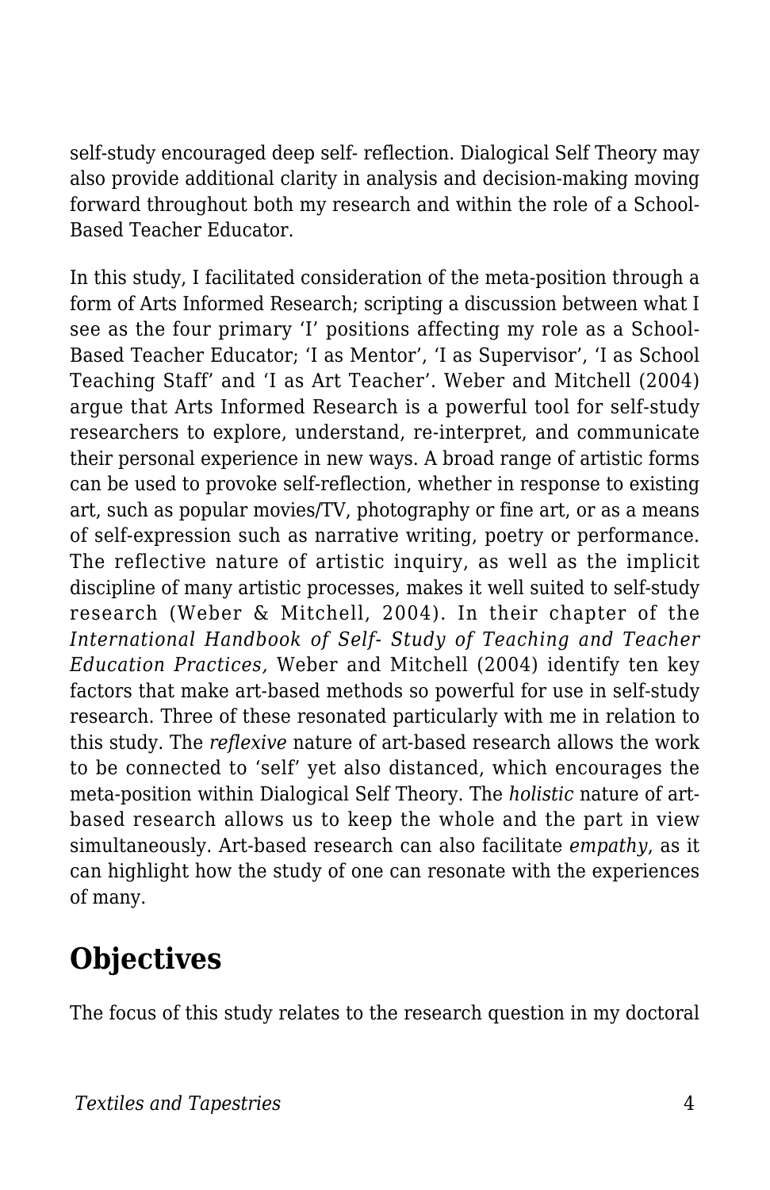self-study encouraged deep self- reflection. Dialogical Self Theory may also provide additional clarity in analysis and decision-making moving forward throughout both my research and within the role of a School-Based Teacher Educator.

In this study, I facilitated consideration of the meta-position through a form of Arts Informed Research; scripting a discussion between what I see as the four primary 'I' positions affecting my role as a School-Based Teacher Educator; 'I as Mentor', 'I as Supervisor', 'I as School Teaching Staff' and 'I as Art Teacher'. Weber and Mitchell (2004) argue that Arts Informed Research is a powerful tool for self-study researchers to explore, understand, re-interpret, and communicate their personal experience in new ways. A broad range of artistic forms can be used to provoke self-reflection, whether in response to existing art, such as popular movies/TV, photography or fine art, or as a means of self-expression such as narrative writing, poetry or performance. The reflective nature of artistic inquiry, as well as the implicit discipline of many artistic processes, makes it well suited to self-study research (Weber & Mitchell, 2004). In their chapter of the *International Handbook of Self- Study of Teaching and Teacher Education Practices,* Weber and Mitchell (2004) identify ten key factors that make art-based methods so powerful for use in self-study research. Three of these resonated particularly with me in relation to this study. The *reflexive* nature of art-based research allows the work to be connected to 'self' yet also distanced, which encourages the meta-position within Dialogical Self Theory. The *holistic* nature of art-based research allows us to keep the whole and the part in view simultaneously. Art-based research can also facilitate *empathy*, as it can highlight how the study of one can resonate with the experiences of many.

## Objectives

The focus of this study relates to the research question in my doctoral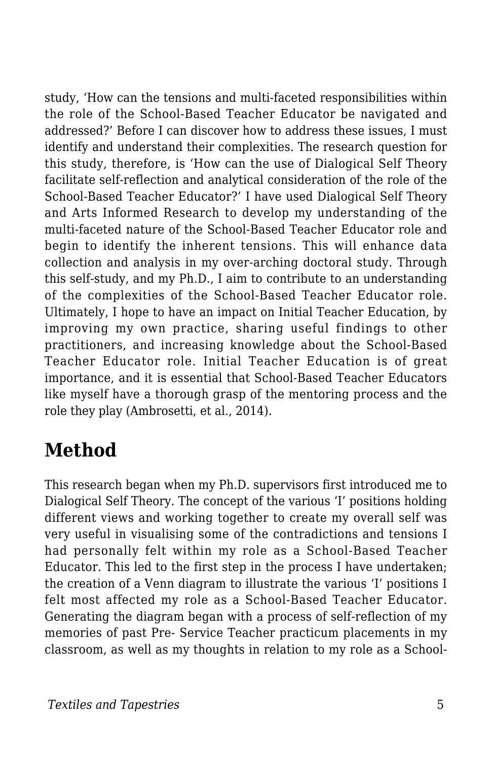study, 'How can the tensions and multi-faceted responsibilities within the role of the School-Based Teacher Educator be navigated and addressed?' Before I can discover how to address these issues, I must identify and understand their complexities. The research question for this study, therefore, is 'How can the use of Dialogical Self Theory facilitate self-reflection and analytical consideration of the role of the School-Based Teacher Educator?' I have used Dialogical Self Theory and Arts Informed Research to develop my understanding of the multi-faceted nature of the School-Based Teacher Educator role and begin to identify the inherent tensions. This will enhance data collection and analysis in my over-arching doctoral study. Through this self-study, and my Ph.D., I aim to contribute to an understanding of the complexities of the School-Based Teacher Educator role. Ultimately, I hope to have an impact on Initial Teacher Education, by improving my own practice, sharing useful findings to other practitioners, and increasing knowledge about the School-Based Teacher Educator role. Initial Teacher Education is of great importance, and it is essential that School-Based Teacher Educators like myself have a thorough grasp of the mentoring process and the role they play (Ambrosetti, et al., 2014).

## Method

This research began when my Ph.D. supervisors first introduced me to Dialogical Self Theory. The concept of the various 'I' positions holding different views and working together to create my overall self was very useful in visualising some of the contradictions and tensions I had personally felt within my role as a School-Based Teacher Educator. This led to the first step in the process I have undertaken; the creation of a Venn diagram to illustrate the various 'I' positions I felt most affected my role as a School-Based Teacher Educator. Generating the diagram began with a process of self-reflection of my memories of past Pre- Service Teacher practicum placements in my classroom, as well as my thoughts in relation to my role as a School-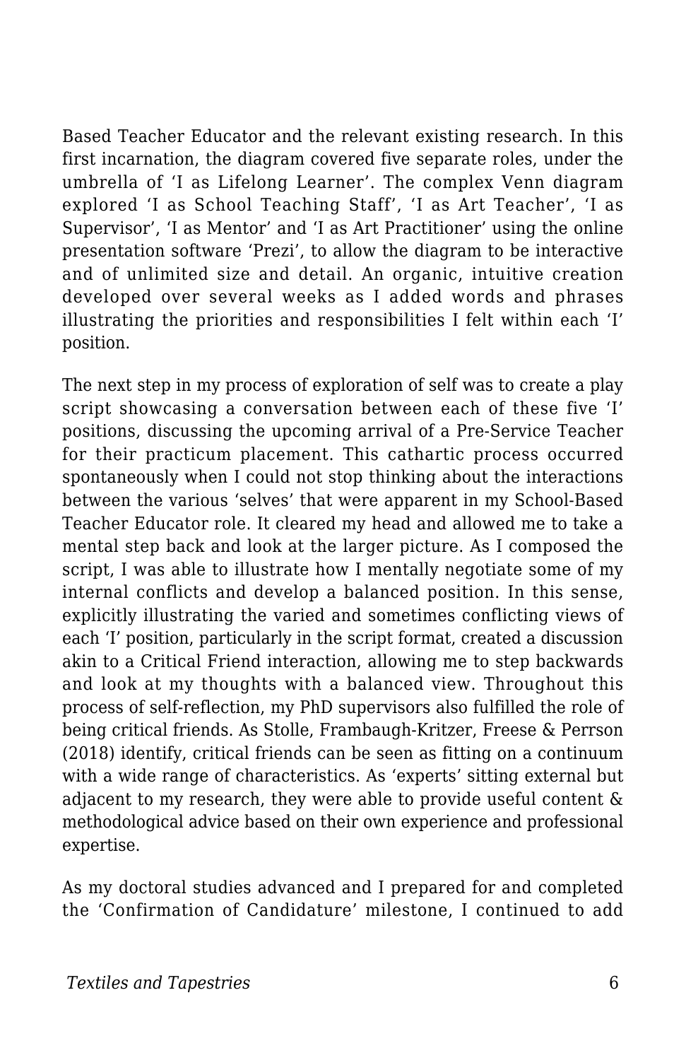Based Teacher Educator and the relevant existing research. In this first incarnation, the diagram covered five separate roles, under the umbrella of 'I as Lifelong Learner'. The complex Venn diagram explored 'I as School Teaching Staff', 'I as Art Teacher', 'I as Supervisor', 'I as Mentor' and 'I as Art Practitioner' using the online presentation software 'Prezi', to allow the diagram to be interactive and of unlimited size and detail. An organic, intuitive creation developed over several weeks as I added words and phrases illustrating the priorities and responsibilities I felt within each 'I' position.

The next step in my process of exploration of self was to create a play script showcasing a conversation between each of these five 'I' positions, discussing the upcoming arrival of a Pre-Service Teacher for their practicum placement. This cathartic process occurred spontaneously when I could not stop thinking about the interactions between the various 'selves' that were apparent in my School-Based Teacher Educator role. It cleared my head and allowed me to take a mental step back and look at the larger picture. As I composed the script, I was able to illustrate how I mentally negotiate some of my internal conflicts and develop a balanced position. In this sense, explicitly illustrating the varied and sometimes conflicting views of each 'I' position, particularly in the script format, created a discussion akin to a Critical Friend interaction, allowing me to step backwards and look at my thoughts with a balanced view. Throughout this process of self-reflection, my PhD supervisors also fulfilled the role of being critical friends. As Stolle, Frambaugh-Kritzer, Freese & Perrson (2018) identify, critical friends can be seen as fitting on a continuum with a wide range of characteristics. As 'experts' sitting external but adjacent to my research, they were able to provide useful content & methodological advice based on their own experience and professional expertise.

As my doctoral studies advanced and I prepared for and completed the 'Confirmation of Candidature' milestone, I continued to add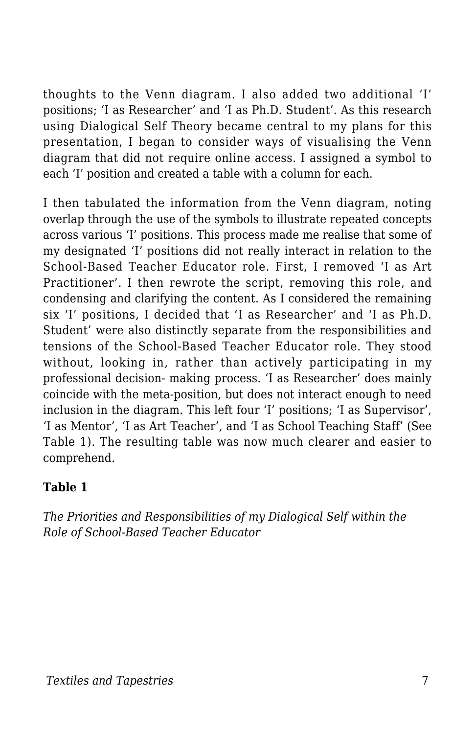thoughts to the Venn diagram. I also added two additional 'I' positions; 'I as Researcher' and 'I as Ph.D. Student'. As this research using Dialogical Self Theory became central to my plans for this presentation, I began to consider ways of visualising the Venn diagram that did not require online access. I assigned a symbol to each 'I' position and created a table with a column for each.

I then tabulated the information from the Venn diagram, noting overlap through the use of the symbols to illustrate repeated concepts across various 'I' positions. This process made me realise that some of my designated 'I' positions did not really interact in relation to the School-Based Teacher Educator role. First, I removed 'I as Art Practitioner'. I then rewrote the script, removing this role, and condensing and clarifying the content. As I considered the remaining six 'I' positions, I decided that 'I as Researcher' and 'I as Ph.D. Student' were also distinctly separate from the responsibilities and tensions of the School-Based Teacher Educator role. They stood without, looking in, rather than actively participating in my professional decision- making process. 'I as Researcher' does mainly coincide with the meta-position, but does not interact enough to need inclusion in the diagram. This left four 'I' positions; 'I as Supervisor', 'I as Mentor', 'I as Art Teacher', and 'I as School Teaching Staff' (See Table 1). The resulting table was now much clearer and easier to comprehend.

**Table 1**

*The Priorities and Responsibilities of my Dialogical Self within the Role of School-Based Teacher Educator*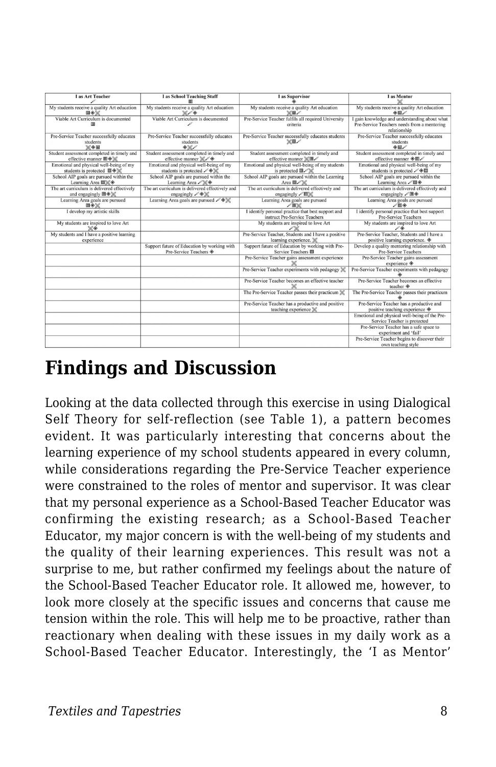| I as Art Teacher ✐ | I as School Teaching Staff ▤ | I as Supervisor ◈ | I as Mentor ⌘ |
|---|---|---|---|
| My students receive a quality Art education ▤◈⌘ | My students receive a quality Art education ⌘✐◈ | My students receive a quality Art education ⌘▤✐ | My students receive a quality Art education ◈▤✐ |
| Viable Art Curriculum is documented ▤ | Viable Art Curriculum is documented ✐ | Pre-Service Teacher fulfils all required University criteria | I gain knowledge and understanding about what Pre-Service Teachers needs from a mentoring relationship |
| Pre-Service Teacher successfully educates students ⌘◈▤ | Pre-Service Teacher successfully educates students ◈⌘✐ | Pre-Service Teacher successfully educates students ⌘▤✐ | Pre-Service Teacher successfully educates students ◈▤✐ |
| Student assessment completed in timely and effective manner ▤◈⌘ | Student assessment completed in timely and effective manner ⌘✐◈ | Student assessment completed in timely and effective manner ⌘▤✐ | Student assessment completed in timely and effective manner ◈▤✐ |
| Emotional and physical well-being of my students is protected ▤◈⌘ | Emotional and physical well-being of my students is protected ✐◈⌘ | Emotional and physical well-being of my students is protected ▤✐⌘ | Emotional and physical well-being of my students is protected ✐◈▤ |
| School AIP goals are pursued within the Learning Area ▤⌘◈ | School AIP goals are pursued within the Learning Area ✐⌘◈ | School AIP goals are pursued within the Learning Area ▤✐⌘ | School AIP goals are pursued within the Learning Area ✐▤◈ |
| The art curriculum is delivered effectively and engagingly ▤◈⌘ | The art curriculum is delivered effectively and engagingly ✐◈⌘ | The art curriculum is delivered effectively and engagingly ✐▤⌘ | The art curriculum is delivered effectively and engagingly ✐▤◈ |
| Learning Area goals are pursued ▤◈⌘ | Learning Area goals are pursued ✐◈⌘ | Learning Area goals are pursued ✐▤⌘ | Learning Area goals are pursued ✐▤◈ |
| I develop my artistic skills | | I identify personal practice that best support and instruct Pre-Service Teachers | I identify personal practice that best support Pre-Service Teachers |
| My students are inspired to love Art ⌘◈ | | My students are inspired to love Art ✐⌘ | My students are inspired to love Art ✐◈ |
| My students and I have a positive learning experience | | Pre-Service Teacher, Students and I have a positive learning experience. ⌘ | Pre-Service Teacher, Students and I have a positive learning experience. ◈ |
| | Support future of Education by working with Pre-Service Teachers ◈ | Support future of Education by working with Pre-Service Teachers ▤ | Develop a quality mentoring relationship with Pre-Service Teachers |
| | | Pre-Service Teacher gains assessment experience ⌘ | Pre-Service Teacher gains assessment experience ◈ |
| | | Pre-Service Teacher experiments with pedagogy ⌘ | Pre-Service Teacher experiments with pedagogy ◈ |
| | | Pre-Service Teacher becomes an effective teacher ⌘ | Pre-Service Teacher becomes an effective teacher ◈ |
| | | The Pre-Service Teacher passes their practicum ⌘ | The Pre-Service Teacher passes their practicum ◈ |
| | | Pre-Service Teacher has a productive and positive teaching experience ⌘ | Pre-Service Teacher has a productive and positive teaching experience ◈ |
| | | | Emotional and physical well-being of the Pre-Service Teacher is protected |
| | | | Pre-Service Teacher has a safe space to experiment and 'fail' |
| | | | Pre-Service Teacher begins to discover their own teaching style |

## Findings and Discussion

Looking at the data collected through this exercise in using Dialogical Self Theory for self-reflection (see Table 1), a pattern becomes evident. It was particularly interesting that concerns about the learning experience of my school students appeared in every column, while considerations regarding the Pre-Service Teacher experience were constrained to the roles of mentor and supervisor. It was clear that my personal experience as a School-Based Teacher Educator was confirming the existing research; as a School-Based Teacher Educator, my major concern is with the well-being of my students and the quality of their learning experiences. This result was not a surprise to me, but rather confirmed my feelings about the nature of the School-Based Teacher Educator role. It allowed me, however, to look more closely at the specific issues and concerns that cause me tension within the role. This will help me to be proactive, rather than reactionary when dealing with these issues in my daily work as a School-Based Teacher Educator. Interestingly, the 'I as Mentor'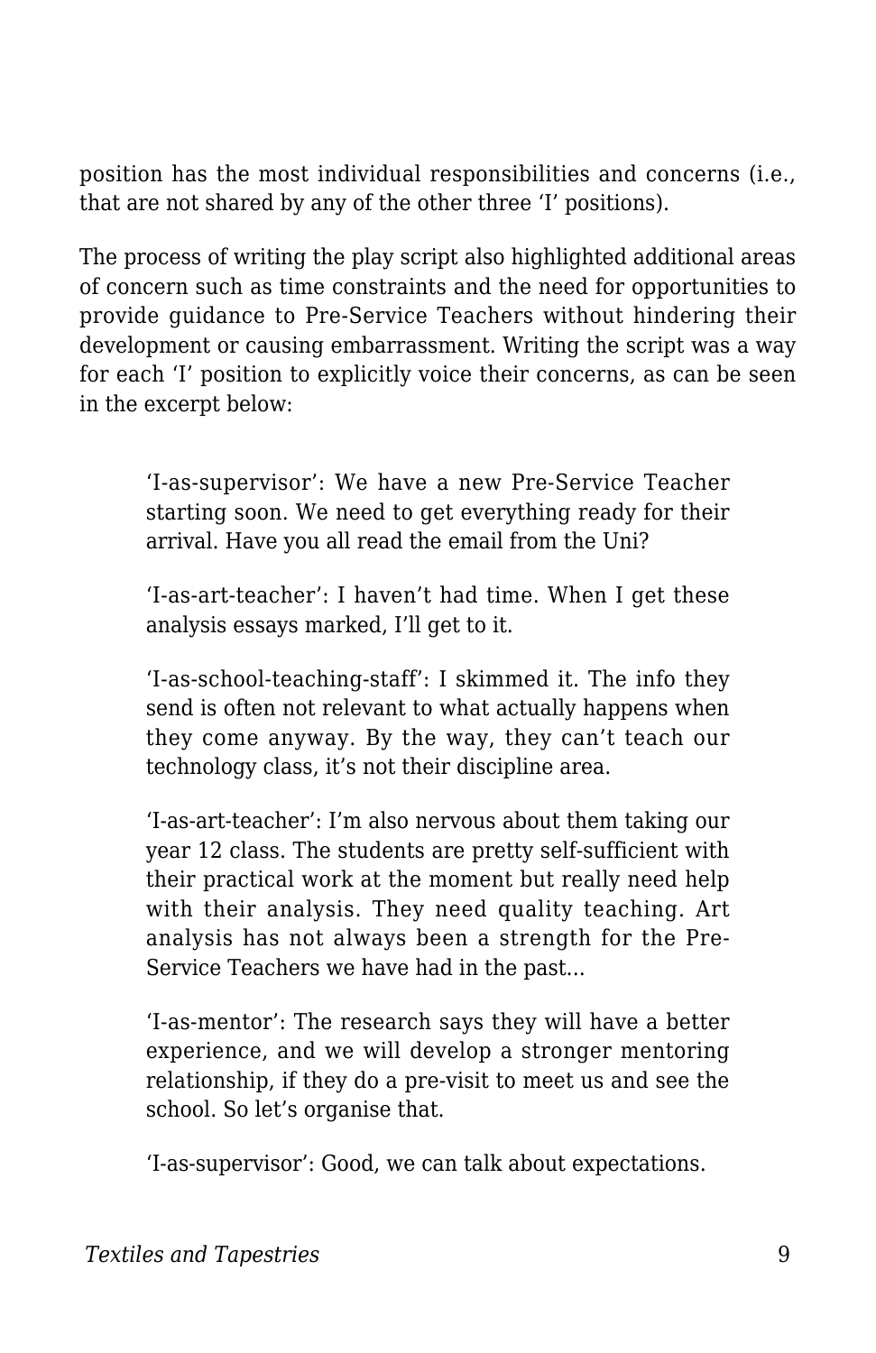position has the most individual responsibilities and concerns (i.e., that are not shared by any of the other three 'I' positions).

The process of writing the play script also highlighted additional areas of concern such as time constraints and the need for opportunities to provide guidance to Pre-Service Teachers without hindering their development or causing embarrassment. Writing the script was a way for each 'I' position to explicitly voice their concerns, as can be seen in the excerpt below:

> 'I-as-supervisor': We have a new Pre-Service Teacher starting soon. We need to get everything ready for their arrival. Have you all read the email from the Uni?
>
> 'I-as-art-teacher': I haven't had time. When I get these analysis essays marked, I'll get to it.
>
> 'I-as-school-teaching-staff': I skimmed it. The info they send is often not relevant to what actually happens when they come anyway. By the way, they can't teach our technology class, it's not their discipline area.
>
> 'I-as-art-teacher': I'm also nervous about them taking our year 12 class. The students are pretty self-sufficient with their practical work at the moment but really need help with their analysis. They need quality teaching. Art analysis has not always been a strength for the Pre-Service Teachers we have had in the past...
>
> 'I-as-mentor': The research says they will have a better experience, and we will develop a stronger mentoring relationship, if they do a pre-visit to meet us and see the school. So let's organise that.
>
> 'I-as-supervisor': Good, we can talk about expectations.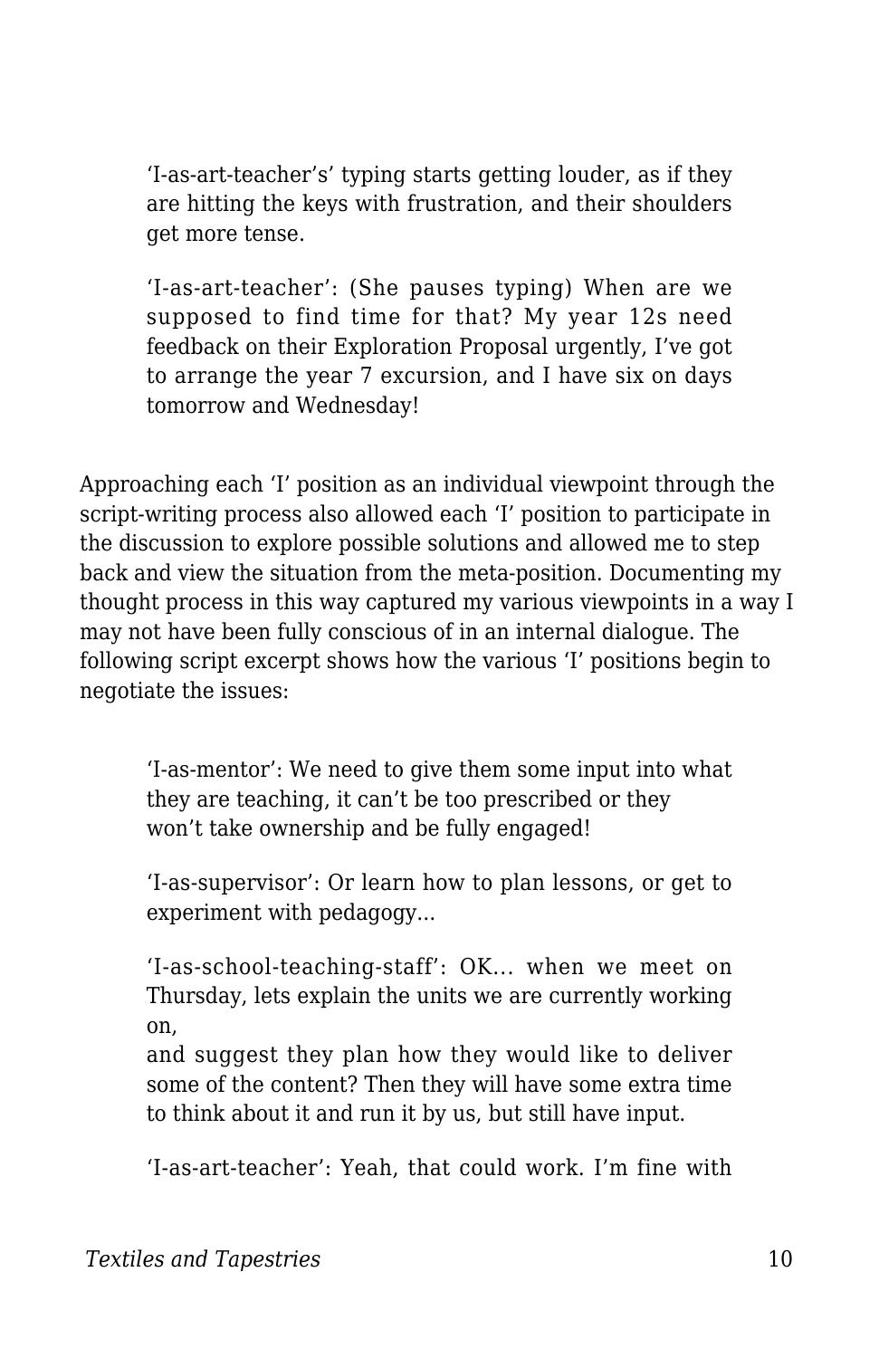> 'I-as-art-teacher's' typing starts getting louder, as if they are hitting the keys with frustration, and their shoulders get more tense.
>
> 'I-as-art-teacher': (She pauses typing) When are we supposed to find time for that? My year 12s need feedback on their Exploration Proposal urgently, I've got to arrange the year 7 excursion, and I have six on days tomorrow and Wednesday!

Approaching each 'I' position as an individual viewpoint through the script-writing process also allowed each 'I' position to participate in the discussion to explore possible solutions and allowed me to step back and view the situation from the meta-position. Documenting my thought process in this way captured my various viewpoints in a way I may not have been fully conscious of in an internal dialogue. The following script excerpt shows how the various 'I' positions begin to negotiate the issues:

> 'I-as-mentor': We need to give them some input into what they are teaching, it can't be too prescribed or they won't take ownership and be fully engaged!
>
> 'I-as-supervisor': Or learn how to plan lessons, or get to experiment with pedagogy...
>
> 'I-as-school-teaching-staff': OK... when we meet on Thursday, lets explain the units we are currently working on,
> and suggest they plan how they would like to deliver some of the content? Then they will have some extra time to think about it and run it by us, but still have input.
>
> 'I-as-art-teacher': Yeah, that could work. I'm fine with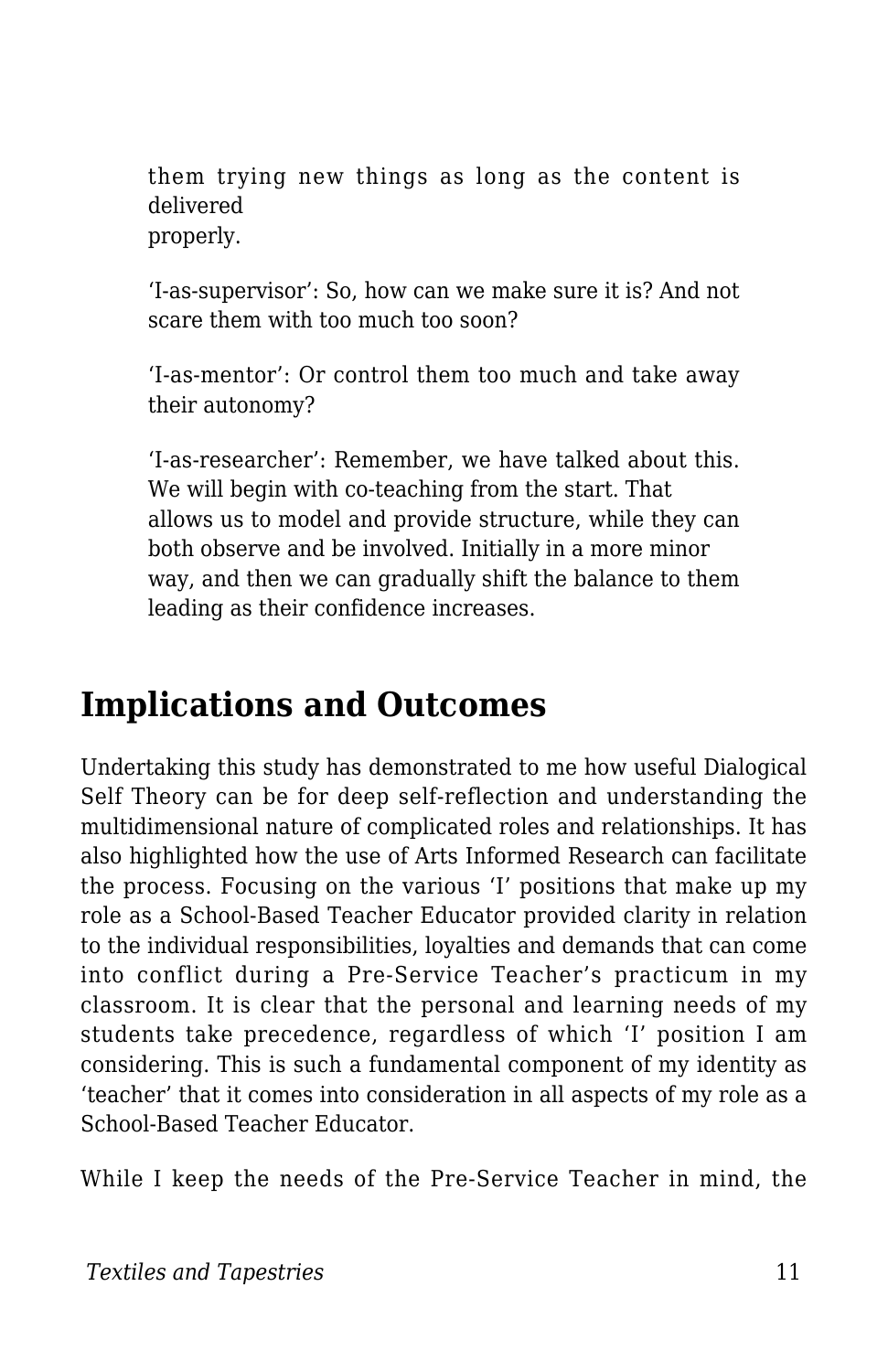them trying new things as long as the content is delivered properly.

'I-as-supervisor': So, how can we make sure it is? And not scare them with too much too soon?

'I-as-mentor': Or control them too much and take away their autonomy?

'I-as-researcher': Remember, we have talked about this. We will begin with co-teaching from the start. That allows us to model and provide structure, while they can both observe and be involved. Initially in a more minor way, and then we can gradually shift the balance to them leading as their confidence increases.

## Implications and Outcomes

Undertaking this study has demonstrated to me how useful Dialogical Self Theory can be for deep self-reflection and understanding the multidimensional nature of complicated roles and relationships. It has also highlighted how the use of Arts Informed Research can facilitate the process. Focusing on the various 'I' positions that make up my role as a School-Based Teacher Educator provided clarity in relation to the individual responsibilities, loyalties and demands that can come into conflict during a Pre-Service Teacher's practicum in my classroom. It is clear that the personal and learning needs of my students take precedence, regardless of which 'I' position I am considering. This is such a fundamental component of my identity as 'teacher' that it comes into consideration in all aspects of my role as a School-Based Teacher Educator.

While I keep the needs of the Pre-Service Teacher in mind, the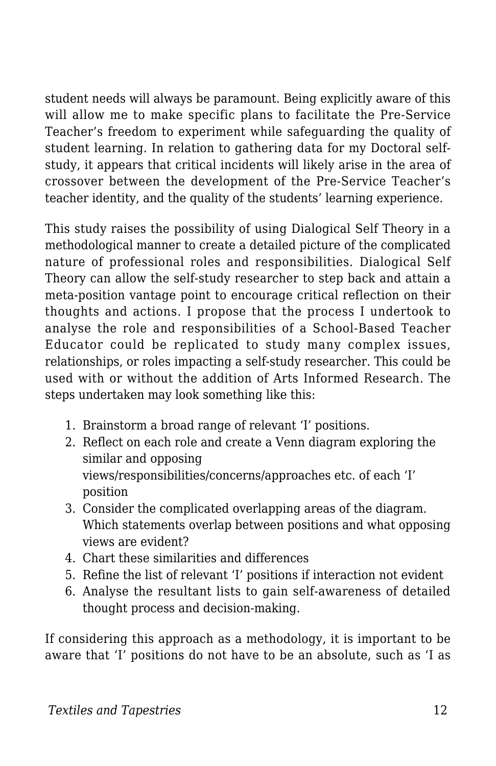student needs will always be paramount. Being explicitly aware of this will allow me to make specific plans to facilitate the Pre-Service Teacher's freedom to experiment while safeguarding the quality of student learning. In relation to gathering data for my Doctoral self-study, it appears that critical incidents will likely arise in the area of crossover between the development of the Pre-Service Teacher's teacher identity, and the quality of the students' learning experience.

This study raises the possibility of using Dialogical Self Theory in a methodological manner to create a detailed picture of the complicated nature of professional roles and responsibilities. Dialogical Self Theory can allow the self-study researcher to step back and attain a meta-position vantage point to encourage critical reflection on their thoughts and actions. I propose that the process I undertook to analyse the role and responsibilities of a School-Based Teacher Educator could be replicated to study many complex issues, relationships, or roles impacting a self-study researcher. This could be used with or without the addition of Arts Informed Research. The steps undertaken may look something like this:

1. Brainstorm a broad range of relevant 'I' positions.
2. Reflect on each role and create a Venn diagram exploring the similar and opposing views/responsibilities/concerns/approaches etc. of each 'I' position
3. Consider the complicated overlapping areas of the diagram. Which statements overlap between positions and what opposing views are evident?
4. Chart these similarities and differences
5. Refine the list of relevant 'I' positions if interaction not evident
6. Analyse the resultant lists to gain self-awareness of detailed thought process and decision-making.

If considering this approach as a methodology, it is important to be aware that 'I' positions do not have to be an absolute, such as 'I as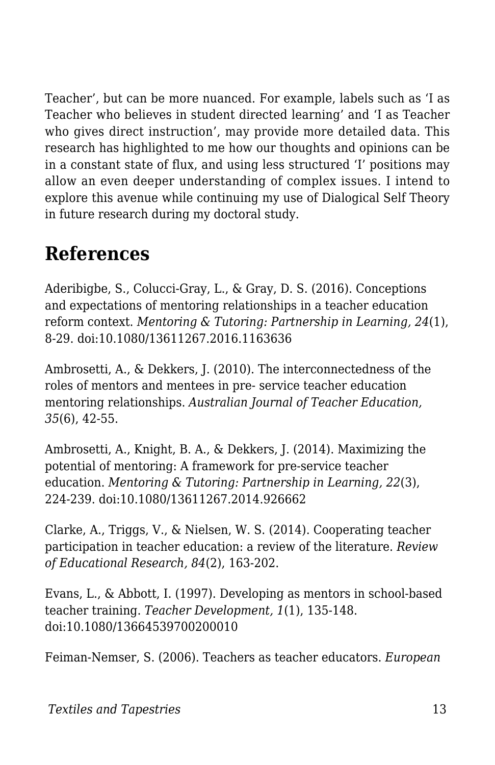Teacher', but can be more nuanced. For example, labels such as 'I as Teacher who believes in student directed learning' and 'I as Teacher who gives direct instruction', may provide more detailed data. This research has highlighted to me how our thoughts and opinions can be in a constant state of flux, and using less structured 'I' positions may allow an even deeper understanding of complex issues. I intend to explore this avenue while continuing my use of Dialogical Self Theory in future research during my doctoral study.

## References

Aderibigbe, S., Colucci-Gray, L., & Gray, D. S. (2016). Conceptions and expectations of mentoring relationships in a teacher education reform context. *Mentoring & Tutoring: Partnership in Learning, 24*(1), 8-29. doi:10.1080/13611267.2016.1163636

Ambrosetti, A., & Dekkers, J. (2010). The interconnectedness of the roles of mentors and mentees in pre- service teacher education mentoring relationships. *Australian Journal of Teacher Education, 35*(6), 42-55.

Ambrosetti, A., Knight, B. A., & Dekkers, J. (2014). Maximizing the potential of mentoring: A framework for pre-service teacher education. *Mentoring & Tutoring: Partnership in Learning, 22*(3), 224-239. doi:10.1080/13611267.2014.926662

Clarke, A., Triggs, V., & Nielsen, W. S. (2014). Cooperating teacher participation in teacher education: a review of the literature. *Review of Educational Research, 84*(2), 163-202.

Evans, L., & Abbott, I. (1997). Developing as mentors in school-based teacher training. *Teacher Development, 1*(1), 135-148. doi:10.1080/13664539700200010

Feiman-Nemser, S. (2006). Teachers as teacher educators. *European*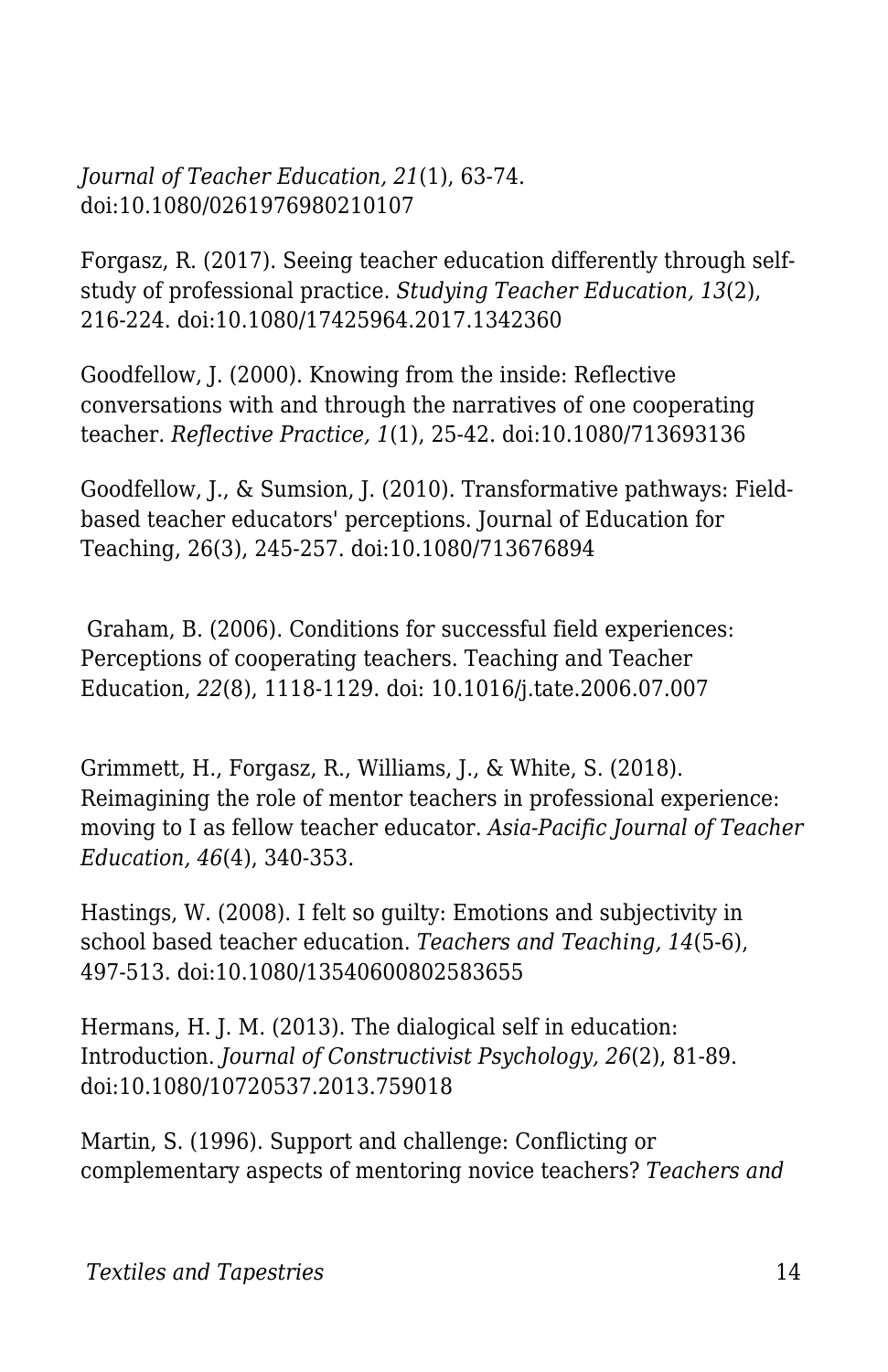*Journal of Teacher Education, 21*(1), 63-74. doi:10.1080/0261976980210107

Forgasz, R. (2017). Seeing teacher education differently through self-study of professional practice. *Studying Teacher Education, 13*(2), 216-224. doi:10.1080/17425964.2017.1342360

Goodfellow, J. (2000). Knowing from the inside: Reflective conversations with and through the narratives of one cooperating teacher. *Reflective Practice, 1*(1), 25-42. doi:10.1080/713693136

Goodfellow, J., & Sumsion, J. (2010). Transformative pathways: Field-based teacher educators' perceptions. Journal of Education for Teaching, 26(3), 245-257. doi:10.1080/713676894

Graham, B. (2006). Conditions for successful field experiences: Perceptions of cooperating teachers. Teaching and Teacher Education, *22*(8), 1118-1129. doi: 10.1016/j.tate.2006.07.007

Grimmett, H., Forgasz, R., Williams, J., & White, S. (2018). Reimagining the role of mentor teachers in professional experience: moving to I as fellow teacher educator. *Asia-Pacific Journal of Teacher Education, 46*(4), 340-353.

Hastings, W. (2008). I felt so guilty: Emotions and subjectivity in school based teacher education. *Teachers and Teaching, 14*(5-6), 497-513. doi:10.1080/13540600802583655

Hermans, H. J. M. (2013). The dialogical self in education: Introduction. *Journal of Constructivist Psychology, 26*(2), 81-89. doi:10.1080/10720537.2013.759018

Martin, S. (1996). Support and challenge: Conflicting or complementary aspects of mentoring novice teachers? *Teachers and*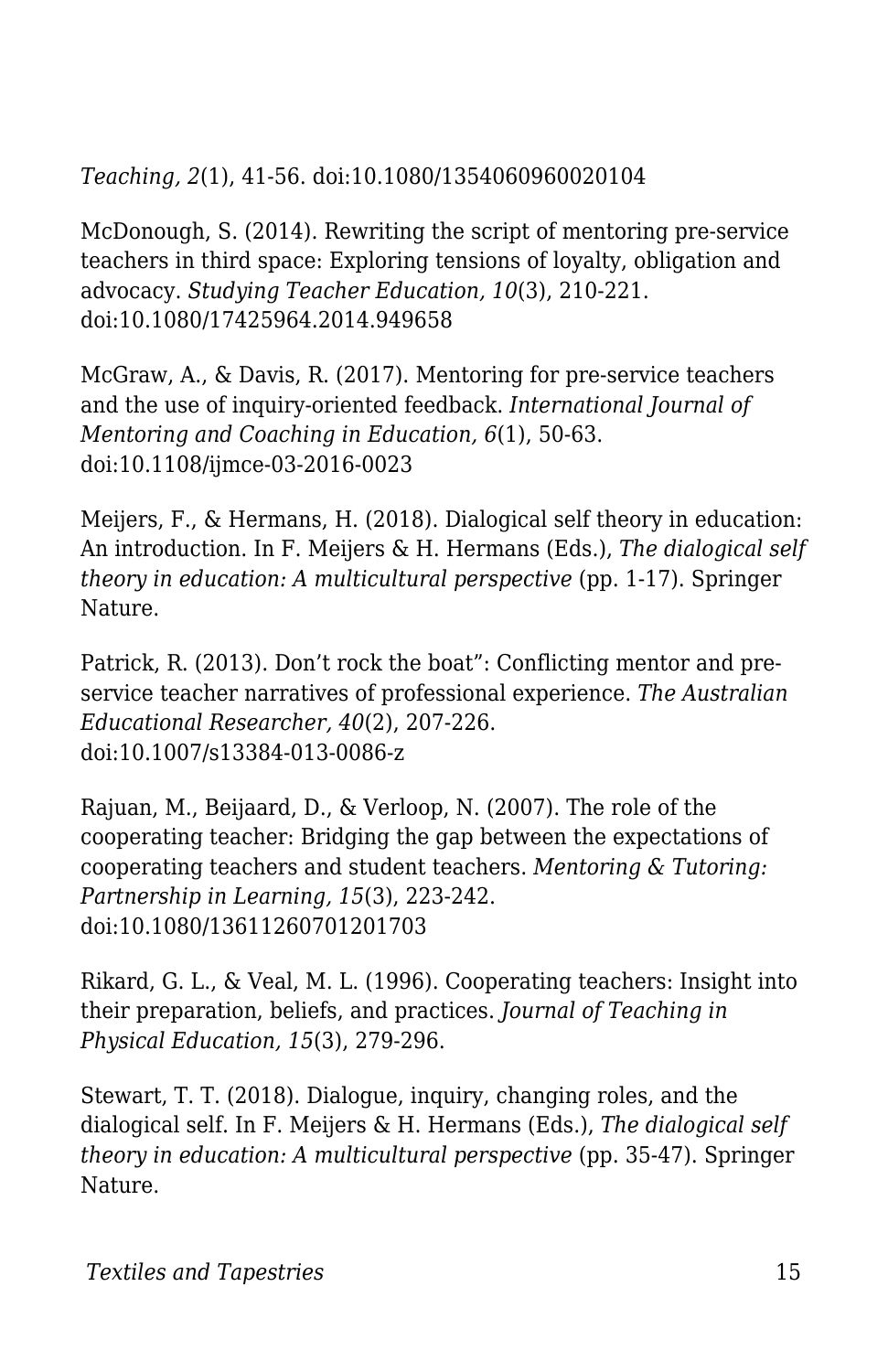*Teaching, 2*(1), 41-56. doi:10.1080/1354060960020104

McDonough, S. (2014). Rewriting the script of mentoring pre-service teachers in third space: Exploring tensions of loyalty, obligation and advocacy. *Studying Teacher Education, 10*(3), 210-221. doi:10.1080/17425964.2014.949658

McGraw, A., & Davis, R. (2017). Mentoring for pre-service teachers and the use of inquiry-oriented feedback. *International Journal of Mentoring and Coaching in Education, 6*(1), 50-63. doi:10.1108/ijmce-03-2016-0023

Meijers, F., & Hermans, H. (2018). Dialogical self theory in education: An introduction. In F. Meijers & H. Hermans (Eds.), *The dialogical self theory in education: A multicultural perspective* (pp. 1-17). Springer Nature.

Patrick, R. (2013). Don't rock the boat": Conflicting mentor and pre-service teacher narratives of professional experience. *The Australian Educational Researcher, 40*(2), 207-226. doi:10.1007/s13384-013-0086-z

Rajuan, M., Beijaard, D., & Verloop, N. (2007). The role of the cooperating teacher: Bridging the gap between the expectations of cooperating teachers and student teachers. *Mentoring & Tutoring: Partnership in Learning, 15*(3), 223-242. doi:10.1080/13611260701201703

Rikard, G. L., & Veal, M. L. (1996). Cooperating teachers: Insight into their preparation, beliefs, and practices. *Journal of Teaching in Physical Education, 15*(3), 279-296.

Stewart, T. T. (2018). Dialogue, inquiry, changing roles, and the dialogical self. In F. Meijers & H. Hermans (Eds.), *The dialogical self theory in education: A multicultural perspective* (pp. 35-47). Springer Nature.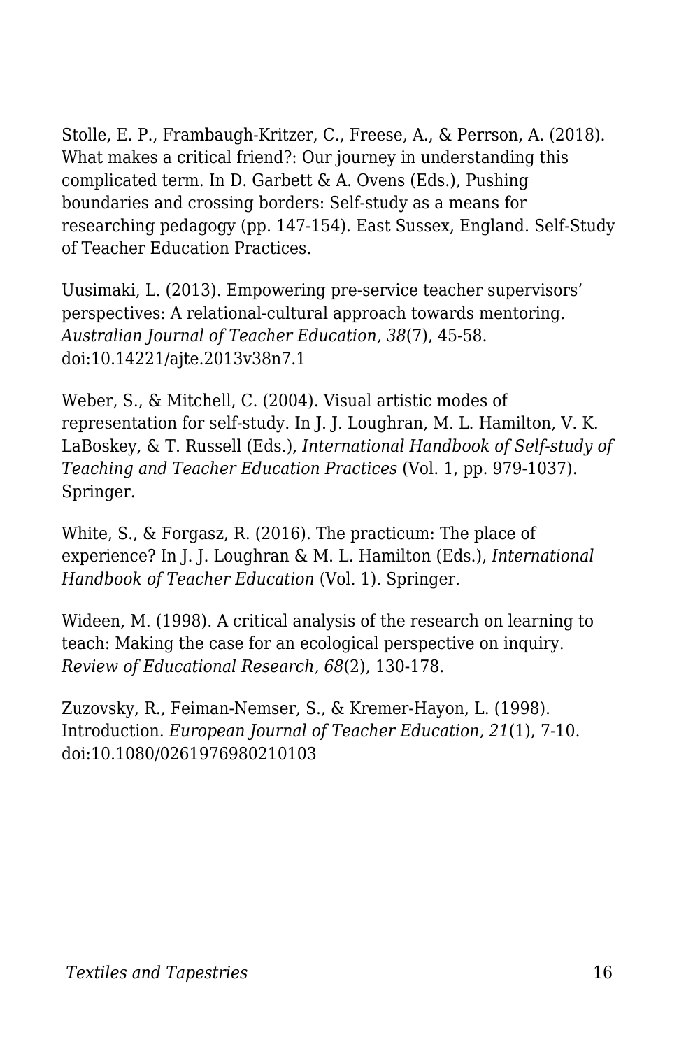Stolle, E. P., Frambaugh-Kritzer, C., Freese, A., & Perrson, A. (2018). What makes a critical friend?: Our journey in understanding this complicated term. In D. Garbett & A. Ovens (Eds.), Pushing boundaries and crossing borders: Self-study as a means for researching pedagogy (pp. 147-154). East Sussex, England. Self-Study of Teacher Education Practices.

Uusimaki, L. (2013). Empowering pre-service teacher supervisors' perspectives: A relational-cultural approach towards mentoring. *Australian Journal of Teacher Education, 38*(7), 45-58. doi:10.14221/ajte.2013v38n7.1

Weber, S., & Mitchell, C. (2004). Visual artistic modes of representation for self-study. In J. J. Loughran, M. L. Hamilton, V. K. LaBoskey, & T. Russell (Eds.), *International Handbook of Self-study of Teaching and Teacher Education Practices* (Vol. 1, pp. 979-1037). Springer.

White, S., & Forgasz, R. (2016). The practicum: The place of experience? In J. J. Loughran & M. L. Hamilton (Eds.), *International Handbook of Teacher Education* (Vol. 1). Springer.

Wideen, M. (1998). A critical analysis of the research on learning to teach: Making the case for an ecological perspective on inquiry. *Review of Educational Research, 68*(2), 130-178.

Zuzovsky, R., Feiman-Nemser, S., & Kremer-Hayon, L. (1998). Introduction. *European Journal of Teacher Education, 21*(1), 7-10. doi:10.1080/0261976980210103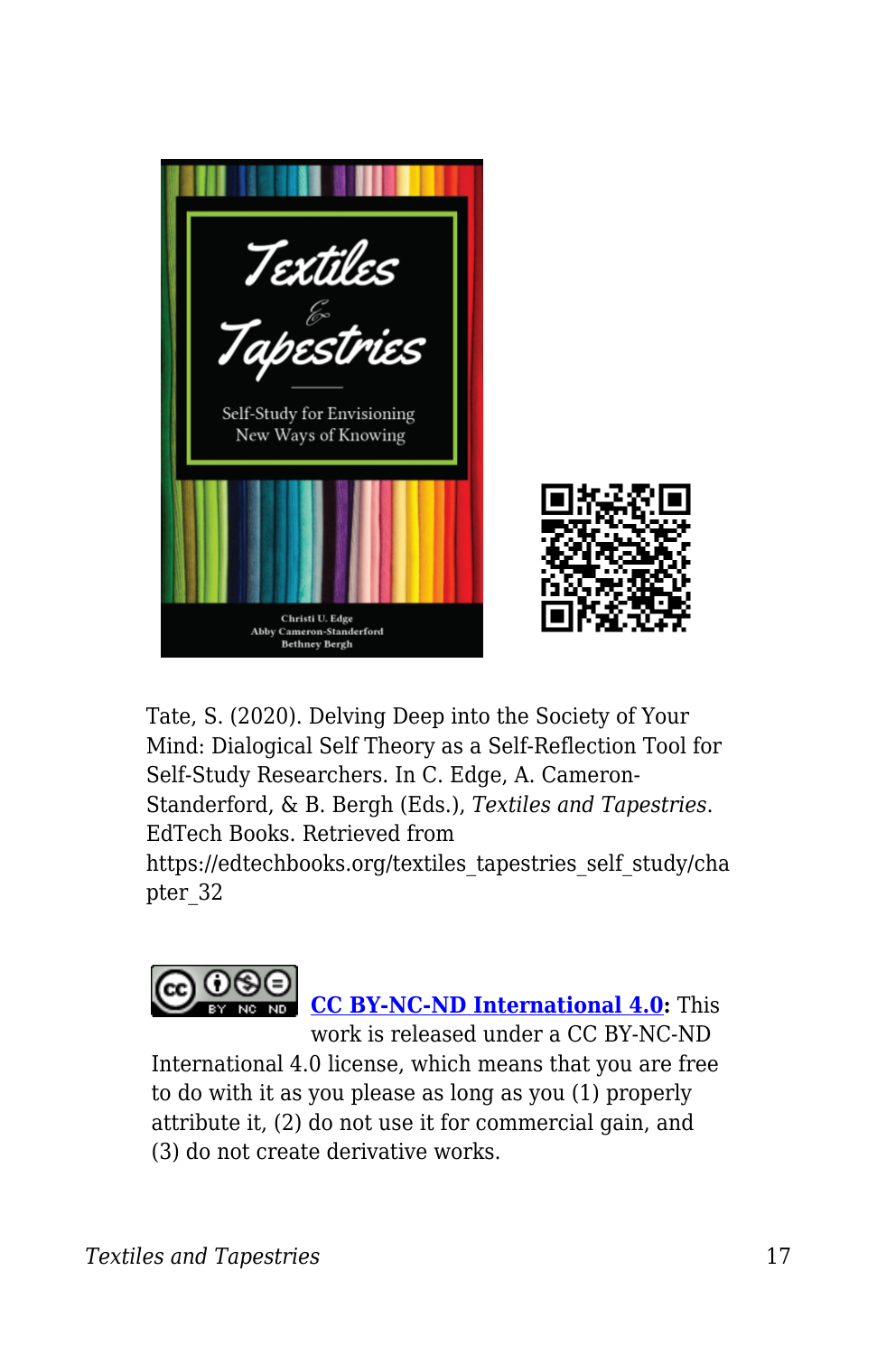Tate, S. (2020). Delving Deep into the Society of Your Mind: Dialogical Self Theory as a Self-Reflection Tool for Self-Study Researchers. In C. Edge, A. Cameron-Standerford, & B. Bergh (Eds.), *Textiles and Tapestries*. EdTech Books. Retrieved from https://edtechbooks.org/textiles_tapestries_self_study/chapter_32

**[CC BY-NC-ND International 4.0](https://creativecommons.org/licenses/by-nc-nd/4.0/):** This work is released under a CC BY-NC-ND International 4.0 license, which means that you are free to do with it as you please as long as you (1) properly attribute it, (2) do not use it for commercial gain, and (3) do not create derivative works.